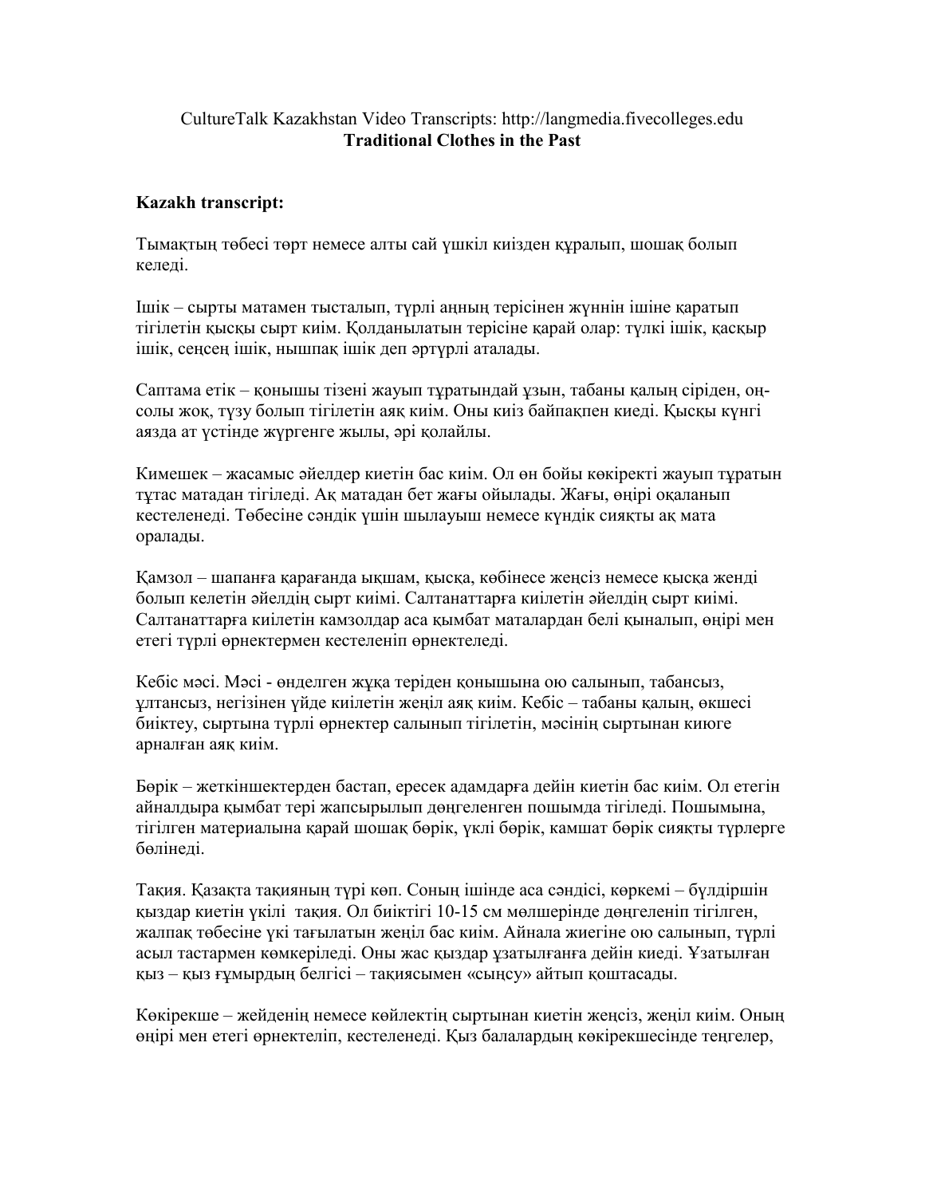CultureTalk Kazakhstan Video Transcripts: http://langmedia.fivecolleges.edu

**Traditional Clothes in the Past**

**Kazakh transcript:**

Тымақтың төбесі төрт немесе алты сай үшкіл киізден құралып, шошақ болып келеді.

Ішік – сырты матамен тысталып, түрлі аңның терісінен жүннін ішіне қаратып тігілетін қысқы сырт киім. Қолданылатын терісіне қарай олар: түлкі ішік, қасқыр ішік, сеңсең ішік, нышпақ ішік деп әртүрлі аталады.

Саптама етік – қонышы тізені жауып тұратындай ұзын, табаны қалың сіріден, оң-солы жоқ, түзу болып тігілетін аяқ киім. Оны киіз байпақпен киеді. Қысқы күнгі аязда ат үстінде жүргенге жылы, әрі қолайлы.

Кимешек – жасамыс әйелдер киетін бас киім. Ол өн бойы көкіректі жауып тұратын тұтас матадан тігіледі. Ақ матадан бет жағы ойылады. Жағы, өңірі оқаланып кестеленеді. Төбесіне сәндік үшін шылауыш немесе күндік сияқты ақ мата оралады.

Қамзол – шапанға қарағанда ықшам, қысқа, көбінесе жеңсіз немесе қысқа жеңді болып келетін әйелдің сырт киімі. Салтанаттарға киілетін әйелдің сырт киімі. Салтанаттарға киілетін камзолдар аса қымбат маталардан белі қыналып, өңірі мен етегі түрлі өрнектермен кестеленіп өрнектеледі.

Кебіс мәсі. Мәсі - өнделген жұқа теріден қонышына ою салынып, табансыз, ұлтансыз, негізінен үйде киілетін жеңіл аяқ киім. Кебіс – табаны қалың, өкшесі биіктеу, сыртына түрлі өрнектер салынып тігілетін, мәсінің сыртынан киюге арналған аяқ киім.

Бөрік – жеткіншектерден бастап, ересек адамдарға дейін киетін бас киім. Ол етегін айналдыра қымбат тері жапсырылып дөңгеленген пошымда тігіледі. Пошымына, тігілген материалына қарай шошақ бөрік, үклі бөрік, камшат бөрік сияқты түрлерге бөлінеді.

Тақия. Қазақта тақияның түрі көп. Соның ішінде аса сәндісі, көркемі – бүлдіршін қыздар киетін үкілі тақия. Ол биіктігі 10-15 см мөлшерінде дөңгеленіп тігілген, жалпақ төбесіне үкі тағылатын жеңіл бас киім. Айнала жиегіне ою салынып, түрлі асыл тастармен көмкеріледі. Оны жас қыздар ұзатылғанға дейін киеді. Ұзатылған қыз – қыз ғұмырдың белгісі – тақиясымен «сыңсу» айтып қоштасады.

Көкірекше – жейденің немесе көйлектің сыртынан киетін жеңсіз, жеңіл киім. Оның өңірі мен етегі өрнектеліп, кестеленеді. Қыз балалардың көкірекшесінде теңгелер,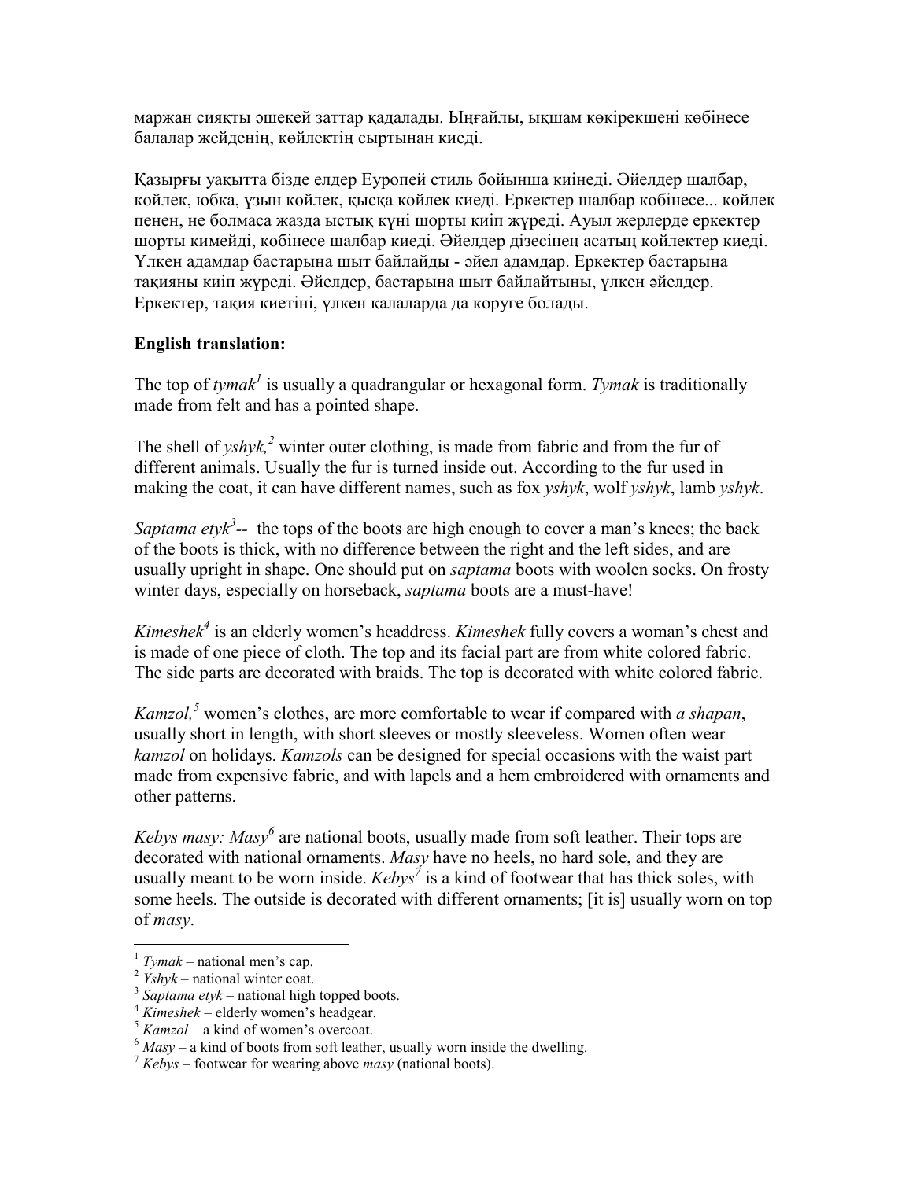маржан сияқты әшекей заттар қадалады. Ыңғайлы, ықшам көкірекшені көбінесе балалар жейденің, көйлектің сыртынан киеді.

Қазырғы уақытта бізде елдер Европей стиль бойынша киінеді. Әйелдер шалбар, көйлек, юбка, ұзын көйлек, қысқа көйлек киеді. Еркектер шалбар көбінесе... көйлек пенен, не болмаса жазда ыстық күні шорты киіп жүреді. Ауыл жерлерде еркектер шорты кимейді, көбінесе шалбар киеді. Әйелдер дізесінең асатың көйлектер киеді. Үлкен адамдар бастарына шыт байлайды - әйел адамдар. Еркектер бастарына тақияны киіп жүреді. Әйелдер, бастарына шыт байлайтыны, үлкен әйелдер. Еркектер, тақия киетіні, үлкен қалаларда да көруге болады.

**English translation:**

The top of *tymak*[1] is usually a quadrangular or hexagonal form. *Tymak* is traditionally made from felt and has a pointed shape.

The shell of *yshyk,*[2] winter outer clothing, is made from fabric and from the fur of different animals. Usually the fur is turned inside out. According to the fur used in making the coat, it can have different names, such as fox *yshyk*, wolf *yshyk*, lamb *yshyk*.

*Saptama etyk*[3]-- the tops of the boots are high enough to cover a man's knees; the back of the boots is thick, with no difference between the right and the left sides, and are usually upright in shape. One should put on *saptama* boots with woolen socks. On frosty winter days, especially on horseback, *saptama* boots are a must-have!

*Kimeshek*[4] is an elderly women's headdress. *Kimeshek* fully covers a woman's chest and is made of one piece of cloth. The top and its facial part are from white colored fabric. The side parts are decorated with braids. The top is decorated with white colored fabric.

*Kamzol,*[5] women's clothes, are more comfortable to wear if compared with *a shapan*, usually short in length, with short sleeves or mostly sleeveless. Women often wear *kamzol* on holidays. *Kamzols* can be designed for special occasions with the waist part made from expensive fabric, and with lapels and a hem embroidered with ornaments and other patterns.

*Kebys masy: Masy*[6] are national boots, usually made from soft leather. Their tops are decorated with national ornaments. *Masy* have no heels, no hard sole, and they are usually meant to be worn inside. *Kebys*[7] is a kind of footwear that has thick soles, with some heels. The outside is decorated with different ornaments; [it is] usually worn on top of *masy*.

---

[1] *Tymak* – national men's cap.
[2] *Yshyk* – national winter coat.
[3] *Saptama etyk* – national high topped boots.
[4] *Kimeshek* – elderly women's headgear.
[5] *Kamzol* – a kind of women's overcoat.
[6] *Masy* – a kind of boots from soft leather, usually worn inside the dwelling.
[7] *Kebys* – footwear for wearing above *masy* (national boots).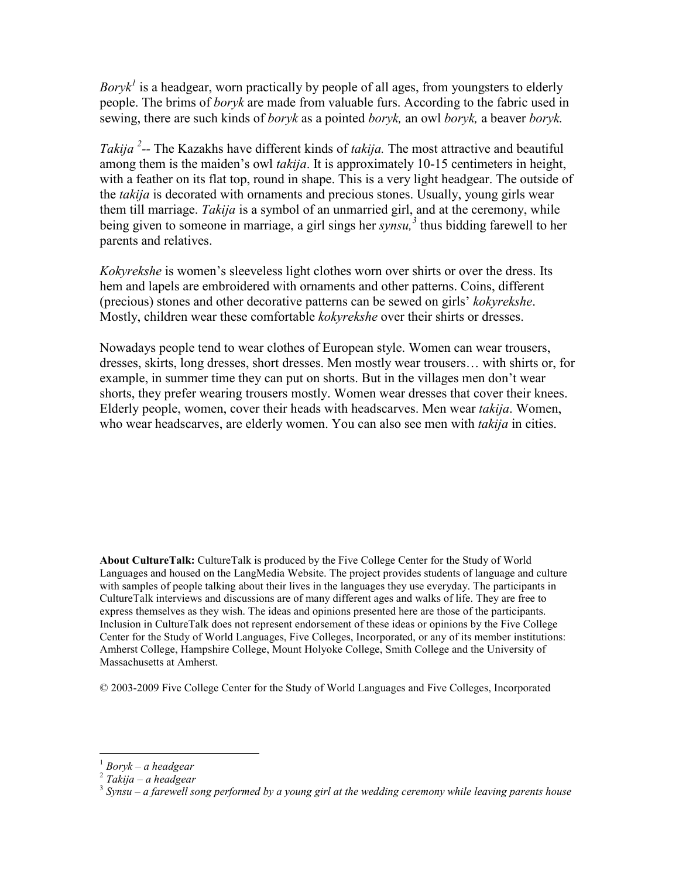*Boryk*[1] is a headgear, worn practically by people of all ages, from youngsters to elderly people. The brims of *boryk* are made from valuable furs. According to the fabric used in sewing, there are such kinds of *boryk* as a pointed *boryk,* an owl *boryk,* a beaver *boryk.*

*Takija* [2]-- The Kazakhs have different kinds of *takija.* The most attractive and beautiful among them is the maiden's owl *takija*. It is approximately 10-15 centimeters in height, with a feather on its flat top, round in shape. This is a very light headgear. The outside of the *takija* is decorated with ornaments and precious stones. Usually, young girls wear them till marriage. *Takija* is a symbol of an unmarried girl, and at the ceremony, while being given to someone in marriage, a girl sings her *synsu,*[3] thus bidding farewell to her parents and relatives.

*Kokyrekshe* is women's sleeveless light clothes worn over shirts or over the dress. Its hem and lapels are embroidered with ornaments and other patterns. Coins, different (precious) stones and other decorative patterns can be sewed on girls' *kokyrekshe*. Mostly, children wear these comfortable *kokyrekshe* over their shirts or dresses.

Nowadays people tend to wear clothes of European style. Women can wear trousers, dresses, skirts, long dresses, short dresses. Men mostly wear trousers… with shirts or, for example, in summer time they can put on shorts. But in the villages men don't wear shorts, they prefer wearing trousers mostly. Women wear dresses that cover their knees. Elderly people, women, cover their heads with headscarves. Men wear *takija*. Women, who wear headscarves, are elderly women. You can also see men with *takija* in cities.

**About CultureTalk:** CultureTalk is produced by the Five College Center for the Study of World Languages and housed on the LangMedia Website. The project provides students of language and culture with samples of people talking about their lives in the languages they use everyday. The participants in CultureTalk interviews and discussions are of many different ages and walks of life. They are free to express themselves as they wish. The ideas and opinions presented here are those of the participants. Inclusion in CultureTalk does not represent endorsement of these ideas or opinions by the Five College Center for the Study of World Languages, Five Colleges, Incorporated, or any of its member institutions: Amherst College, Hampshire College, Mount Holyoke College, Smith College and the University of Massachusetts at Amherst.

© 2003-2009 Five College Center for the Study of World Languages and Five Colleges, Incorporated

---

[1] *Boryk – a headgear*
[2] *Takija – a headgear*
[3] *Synsu – a farewell song performed by a young girl at the wedding ceremony while leaving parents house*